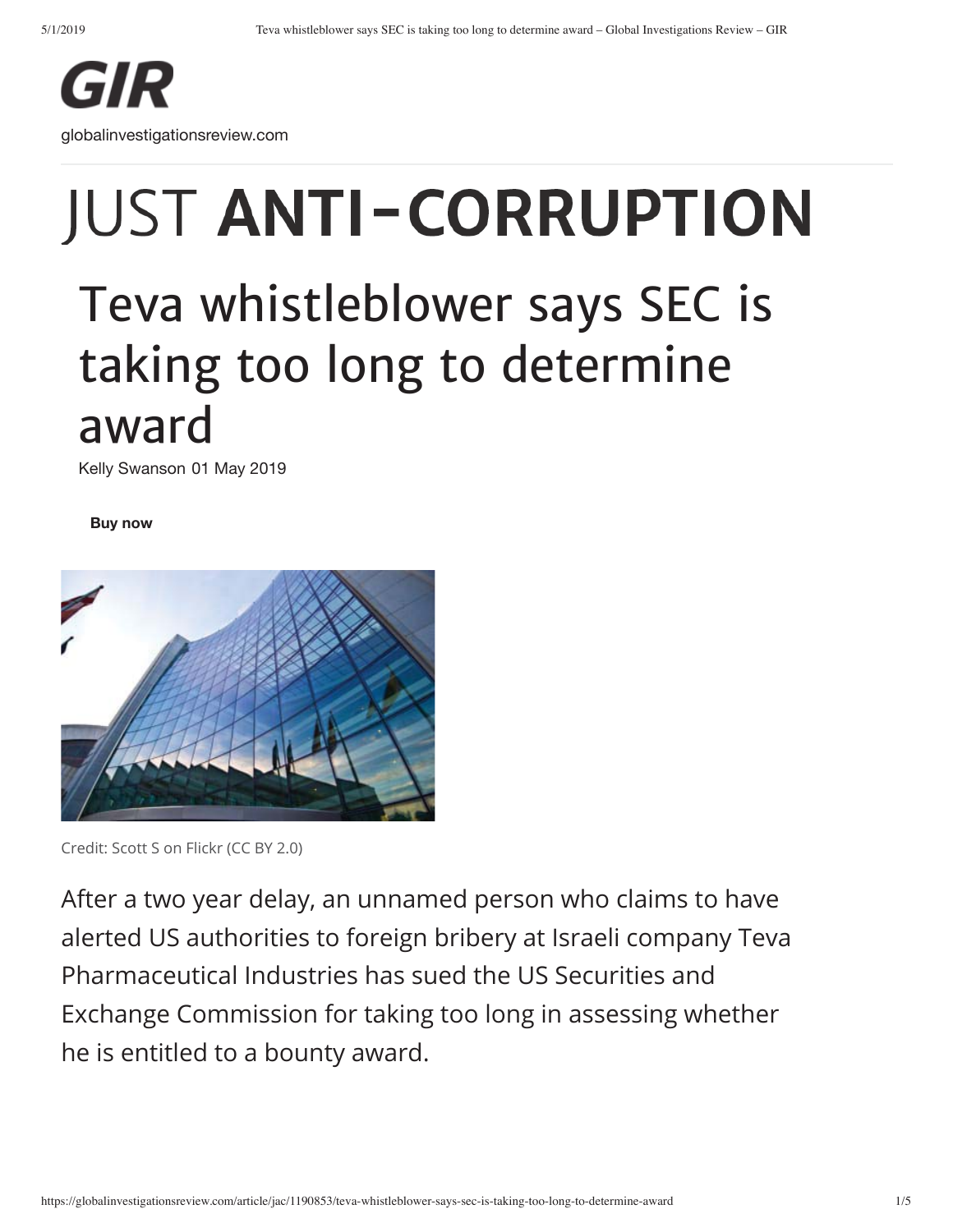GIR

globalinvestigationsreview.com

# JUST ANTI-CORRUPTION

## Teva whistleblower says SEC is taking too long to determine award

Kelly Swanson 01 May 2019

**Buy now**

Credit: Scott S on Flickr (CC BY 2.0)

After a two year delay, an unnamed person who claims to have alerted US authorities to foreign bribery at Israeli company Teva Pharmaceutical Industries has sued the US Securities and Exchange Commission for taking too long in assessing whether he is entitled to a bounty award.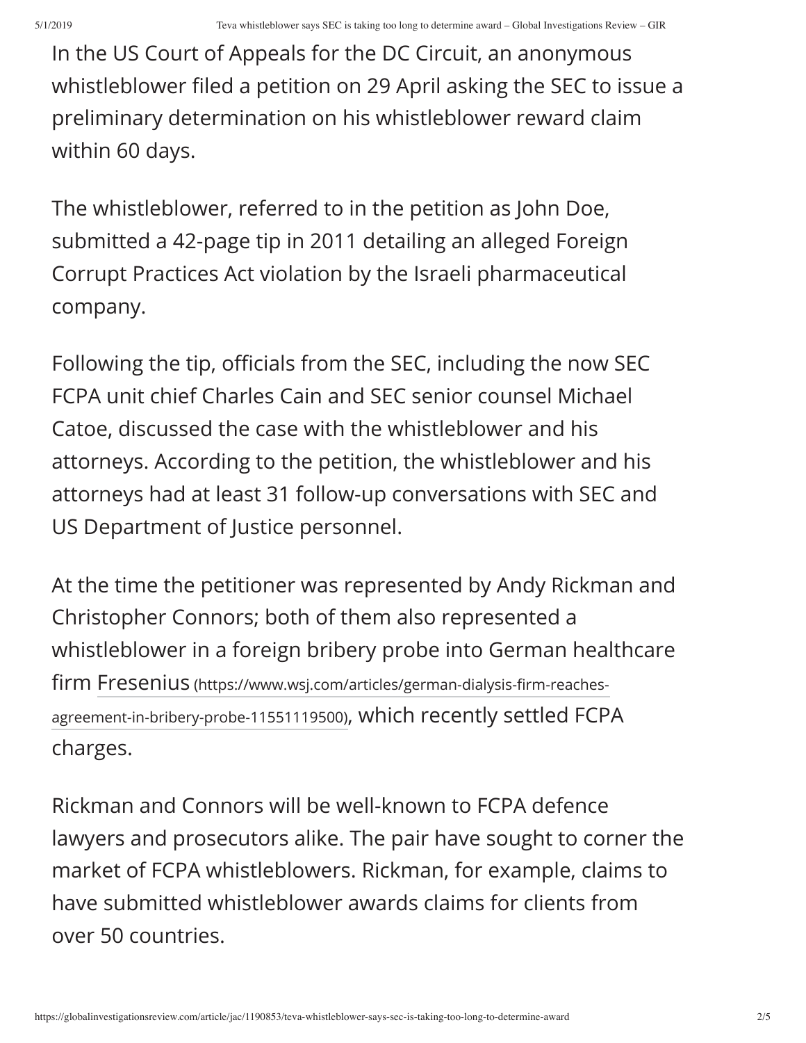In the US Court of Appeals for the DC Circuit, an anonymous whistleblower filed a petition on 29 April asking the SEC to issue a preliminary determination on his whistleblower reward claim within 60 days.

The whistleblower, referred to in the petition as John Doe, submitted a 42-page tip in 2011 detailing an alleged Foreign Corrupt Practices Act violation by the Israeli pharmaceutical company.

Following the tip, officials from the SEC, including the now SEC FCPA unit chief Charles Cain and SEC senior counsel Michael Catoe, discussed the case with the whistleblower and his attorneys. According to the petition, the whistleblower and his attorneys had at least 31 follow-up conversations with SEC and US Department of Justice personnel.

At the time the petitioner was represented by Andy Rickman and Christopher Connors; both of them also represented a whistleblower in a foreign bribery probe into German healthcare firm Fresenius (https://www.wsj.com/articles/german-dialysis-firm-reaches-agreement-in-bribery-probe-11551119500), which recently settled FCPA charges.

Rickman and Connors will be well-known to FCPA defence lawyers and prosecutors alike. The pair have sought to corner the market of FCPA whistleblowers. Rickman, for example, claims to have submitted whistleblower awards claims for clients from over 50 countries.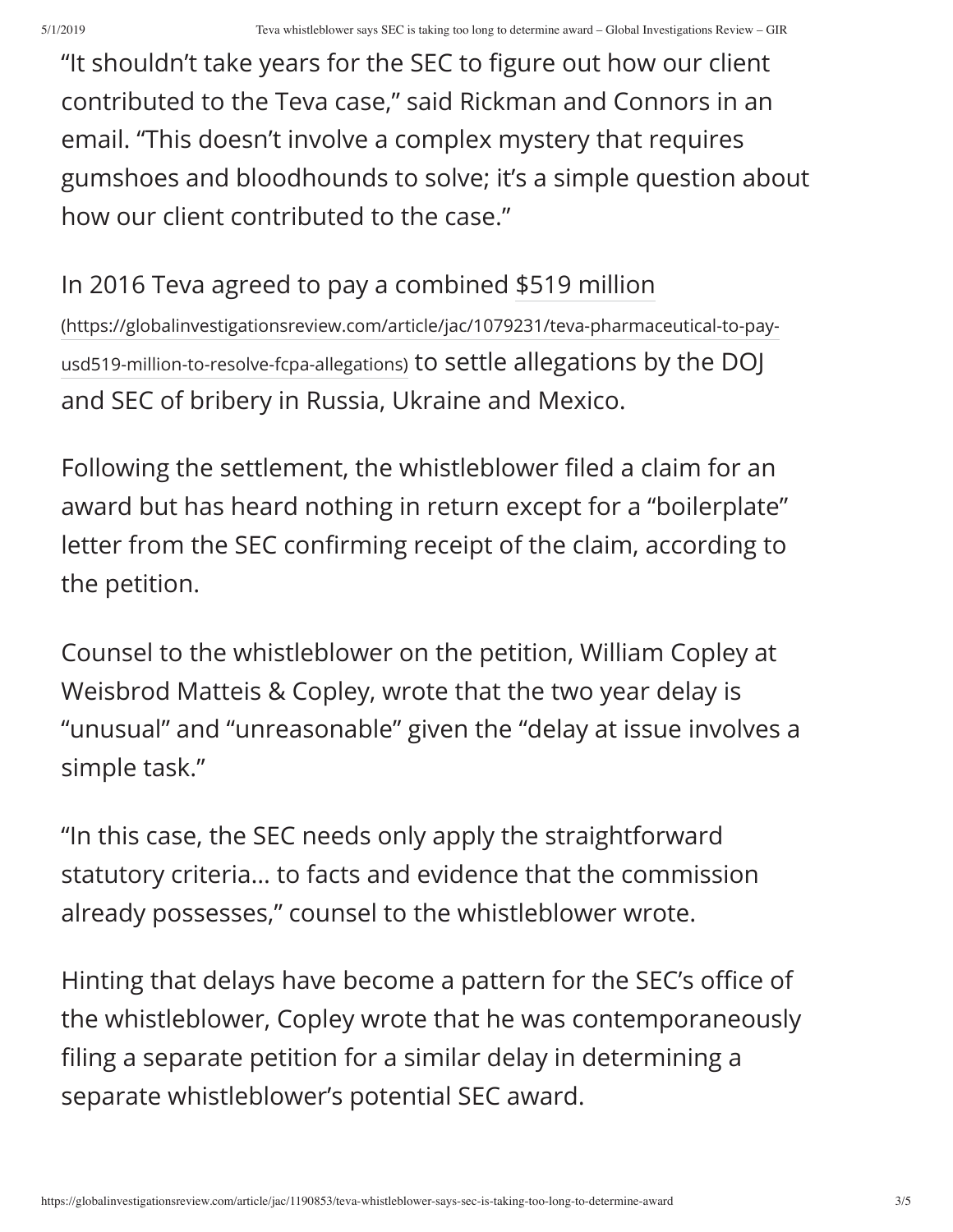"It shouldn't take years for the SEC to figure out how our client contributed to the Teva case," said Rickman and Connors in an email. "This doesn't involve a complex mystery that requires gumshoes and bloodhounds to solve; it's a simple question about how our client contributed to the case."

In 2016 Teva agreed to pay a combined [$519 million](https://globalinvestigationsreview.com/article/jac/1079231/teva-pharmaceutical-to-pay-usd519-million-to-resolve-fcpa-allegations) (https://globalinvestigationsreview.com/article/jac/1079231/teva-pharmaceutical-to-pay-usd519-million-to-resolve-fcpa-allegations) to settle allegations by the DOJ and SEC of bribery in Russia, Ukraine and Mexico.

Following the settlement, the whistleblower filed a claim for an award but has heard nothing in return except for a "boilerplate" letter from the SEC confirming receipt of the claim, according to the petition.

Counsel to the whistleblower on the petition, William Copley at Weisbrod Matteis & Copley, wrote that the two year delay is "unusual" and "unreasonable" given the "delay at issue involves a simple task."

"In this case, the SEC needs only apply the straightforward statutory criteria… to facts and evidence that the commission already possesses," counsel to the whistleblower wrote.

Hinting that delays have become a pattern for the SEC's office of the whistleblower, Copley wrote that he was contemporaneously filing a separate petition for a similar delay in determining a separate whistleblower's potential SEC award.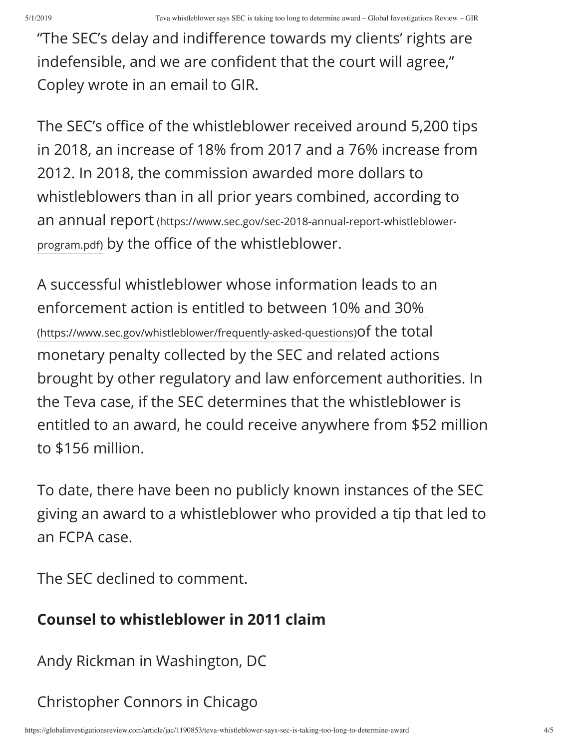"The SEC's delay and indifference towards my clients' rights are indefensible, and we are confident that the court will agree," Copley wrote in an email to GIR.

The SEC's office of the whistleblower received around 5,200 tips in 2018, an increase of 18% from 2017 and a 76% increase from 2012. In 2018, the commission awarded more dollars to whistleblowers than in all prior years combined, according to an annual report (https://www.sec.gov/sec-2018-annual-report-whistleblower-program.pdf) by the office of the whistleblower.

A successful whistleblower whose information leads to an enforcement action is entitled to between 10% and 30% (https://www.sec.gov/whistleblower/frequently-asked-questions) of the total monetary penalty collected by the SEC and related actions brought by other regulatory and law enforcement authorities. In the Teva case, if the SEC determines that the whistleblower is entitled to an award, he could receive anywhere from $52 million to $156 million.

To date, there have been no publicly known instances of the SEC giving an award to a whistleblower who provided a tip that led to an FCPA case.

The SEC declined to comment.

**Counsel to whistleblower in 2011 claim**

Andy Rickman in Washington, DC

Christopher Connors in Chicago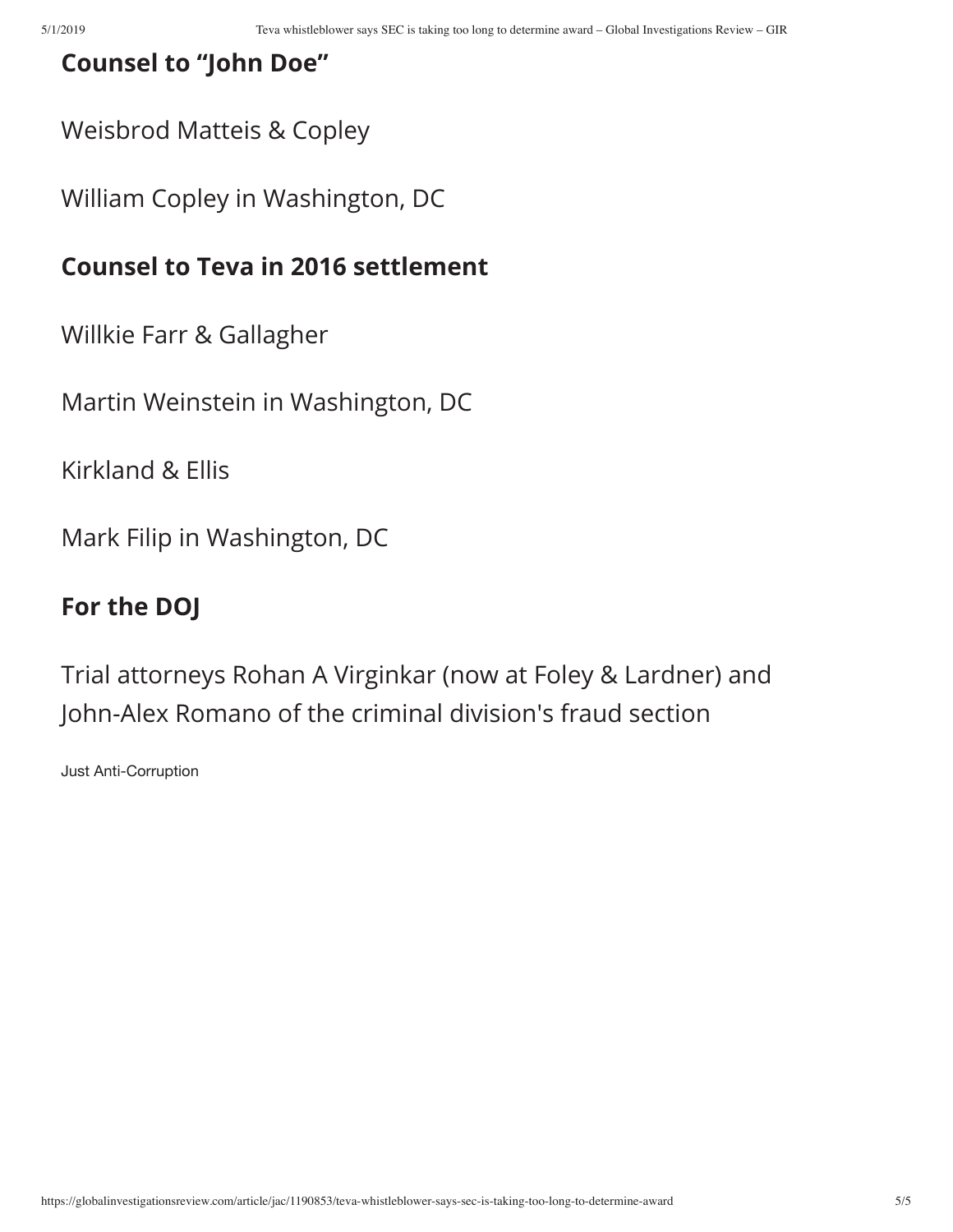### Counsel to “John Doe”

Weisbrod Matteis & Copley

William Copley in Washington, DC

### Counsel to Teva in 2016 settlement

Willkie Farr & Gallagher

Martin Weinstein in Washington, DC

Kirkland & Ellis

Mark Filip in Washington, DC

### For the DOJ

Trial attorneys Rohan A Virginkar (now at Foley & Lardner) and John-Alex Romano of the criminal division's fraud section

Just Anti-Corruption